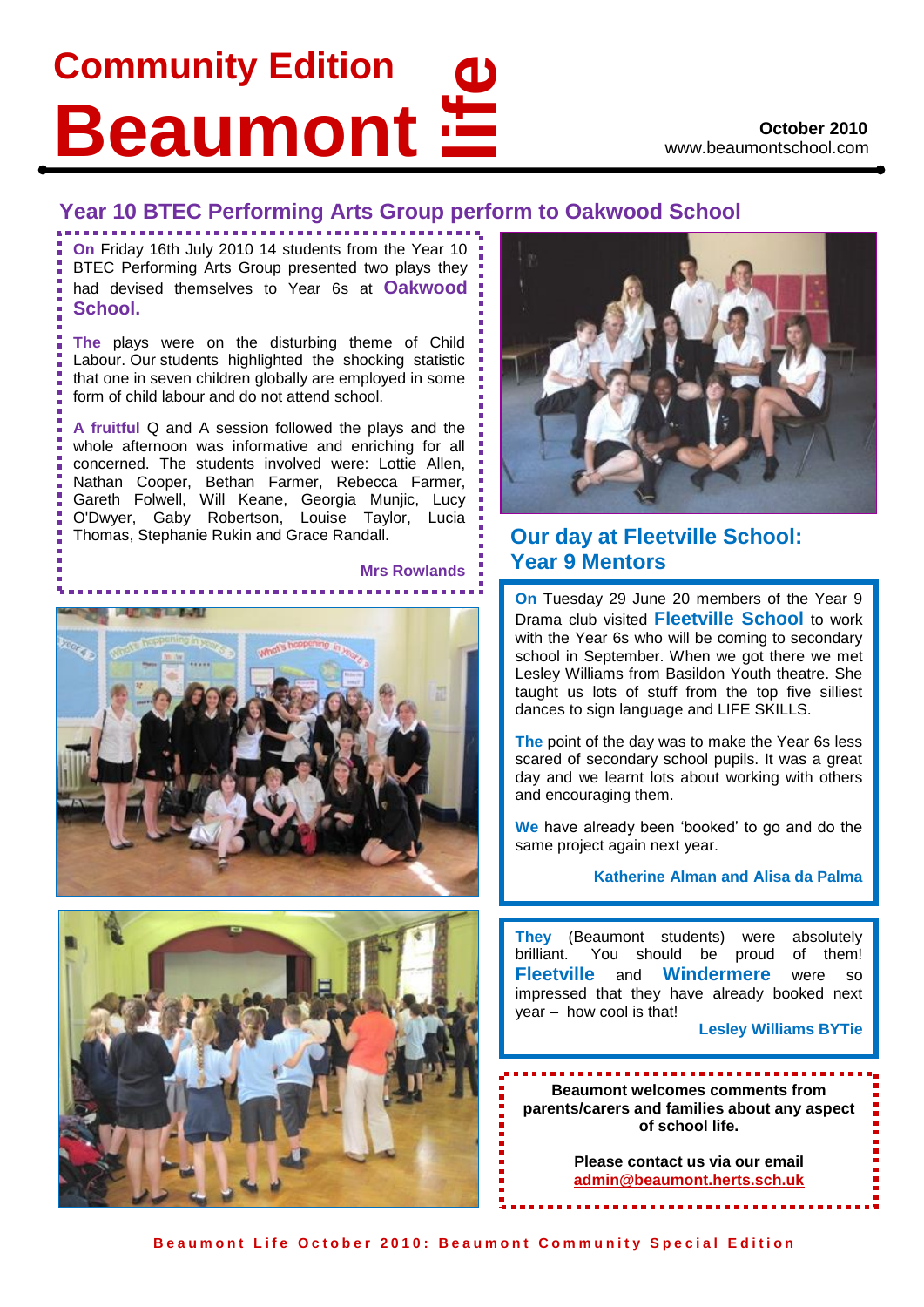# Community Edition Beaumont life

**October 2010**
www.beaumontschool.com

## Year 10 BTEC Performing Arts Group perform to Oakwood School

**On** Friday 16th July 2010 14 students from the Year 10 BTEC Performing Arts Group presented two plays they had devised themselves to Year 6s at **Oakwood School.**

**The** plays were on the disturbing theme of Child Labour. Our students highlighted the shocking statistic that one in seven children globally are employed in some form of child labour and do not attend school.

**A fruitful** Q and A session followed the plays and the whole afternoon was informative and enriching for all concerned. The students involved were: Lottie Allen, Nathan Cooper, Bethan Farmer, Rebecca Farmer, Gareth Folwell, Will Keane, Georgia Munjic, Lucy O'Dwyer, Gaby Robertson, Louise Taylor, Lucia Thomas, Stephanie Rukin and Grace Randall.

**Mrs Rowlands**

## Our day at Fleetville School: Year 9 Mentors

**On** Tuesday 29 June 20 members of the Year 9 Drama club visited **Fleetville School** to work with the Year 6s who will be coming to secondary school in September. When we got there we met Lesley Williams from Basildon Youth theatre. She taught us lots of stuff from the top five silliest dances to sign language and LIFE SKILLS.

**The** point of the day was to make the Year 6s less scared of secondary school pupils. It was a great day and we learnt lots about working with others and encouraging them.

**We** have already been 'booked' to go and do the same project again next year.

**Katherine Alman and Alisa da Palma**

**They** (Beaumont students) were absolutely brilliant. You should be proud of them! **Fleetville** and **Windermere** were so impressed that they have already booked next year – how cool is that!

**Lesley Williams BYTie**

**Beaumont welcomes comments from parents/carers and families about any aspect of school life.**

**Please contact us via our email**
**admin@beaumont.herts.sch.uk**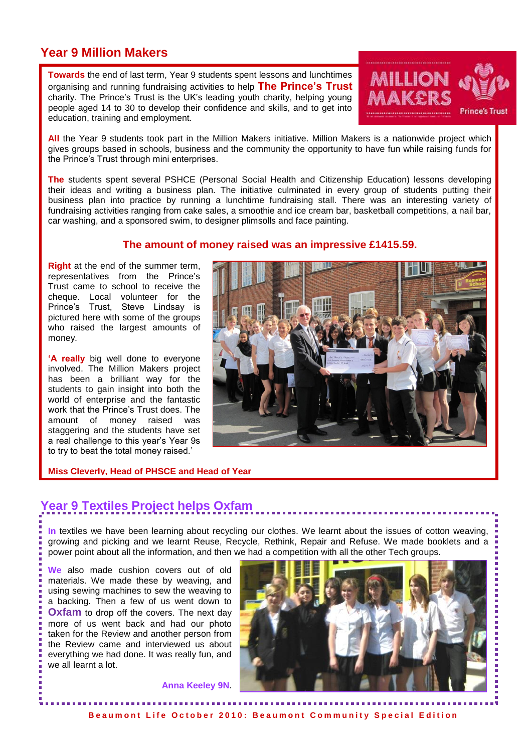## Year 9 Million Makers

**Towards** the end of last term, Year 9 students spent lessons and lunchtimes organising and running fundraising activities to help **The Prince's Trust** charity. The Prince's Trust is the UK's leading youth charity, helping young people aged 14 to 30 to develop their confidence and skills, and to get into education, training and employment.

**All** the Year 9 students took part in the Million Makers initiative. Million Makers is a nationwide project which gives groups based in schools, business and the community the opportunity to have fun while raising funds for the Prince's Trust through mini enterprises.

**The** students spent several PSHCE (Personal Social Health and Citizenship Education) lessons developing their ideas and writing a business plan. The initiative culminated in every group of students putting their business plan into practice by running a lunchtime fundraising stall. There was an interesting variety of fundraising activities ranging from cake sales, a smoothie and ice cream bar, basketball competitions, a nail bar, car washing, and a sponsored swim, to designer plimsolls and face painting.

**The amount of money raised was an impressive £1415.59.**

**Right** at the end of the summer term, representatives from the Prince's Trust came to school to receive the cheque. Local volunteer for the Prince's Trust, Steve Lindsay is pictured here with some of the groups who raised the largest amounts of money.

**'A really** big well done to everyone involved. The Million Makers project has been a brilliant way for the students to gain insight into both the world of enterprise and the fantastic work that the Prince's Trust does. The amount of money raised was staggering and the students have set a real challenge to this year's Year 9s to try to beat the total money raised.'

**Miss Cleverly, Head of PHSCE and Head of Year**

## Year 9 Textiles Project helps Oxfam

**In** textiles we have been learning about recycling our clothes. We learnt about the issues of cotton weaving, growing and picking and we learnt Reuse, Recycle, Rethink, Repair and Refuse. We made booklets and a power point about all the information, and then we had a competition with all the other Tech groups.

**We** also made cushion covers out of old materials. We made these by weaving, and using sewing machines to sew the weaving to a backing. Then a few of us went down to **Oxfam** to drop off the covers. The next day more of us went back and had our photo taken for the Review and another person from the Review came and interviewed us about everything we had done. It was really fun, and we all learnt a lot.

**Anna Keeley 9N**.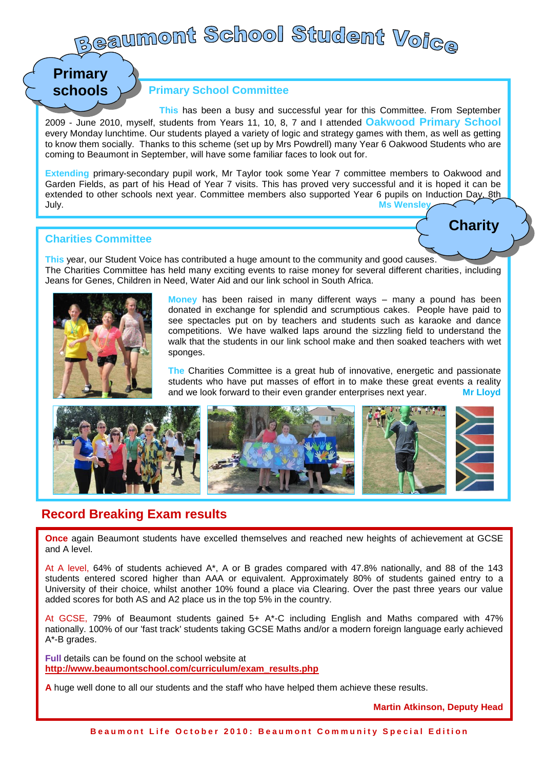# Beaumont School Student Voice

**Primary schools**

## Primary School Committee

This has been a busy and successful year for this Committee. From September 2009 - June 2010, myself, students from Years 11, 10, 8, 7 and I attended **Oakwood Primary School** every Monday lunchtime. Our students played a variety of logic and strategy games with them, as well as getting to know them socially. Thanks to this scheme (set up by Mrs Powdrell) many Year 6 Oakwood Students who are coming to Beaumont in September, will have some familiar faces to look out for.

Extending primary-secondary pupil work, Mr Taylor took some Year 7 committee members to Oakwood and Garden Fields, as part of his Head of Year 7 visits. This has proved very successful and it is hoped it can be extended to other schools next year. Committee members also supported Year 6 pupils on Induction Day, 8th July.

**Ms Wensley**

**Charity**

## Charities Committee

This year, our Student Voice has contributed a huge amount to the community and good causes. The Charities Committee has held many exciting events to raise money for several different charities, including Jeans for Genes, Children in Need, Water Aid and our link school in South Africa.

Money has been raised in many different ways – many a pound has been donated in exchange for splendid and scrumptious cakes. People have paid to see spectacles put on by teachers and students such as karaoke and dance competitions. We have walked laps around the sizzling field to understand the walk that the students in our link school make and then soaked teachers with wet sponges.

The Charities Committee is a great hub of innovative, energetic and passionate students who have put masses of effort in to make these great events a reality and we look forward to their even grander enterprises next year.

**Mr Lloyd**

## Record Breaking Exam results

**Once** again Beaumont students have excelled themselves and reached new heights of achievement at GCSE and A level.

At A level, 64% of students achieved A*, A or B grades compared with 47.8% nationally, and 88 of the 143 students entered scored higher than AAA or equivalent. Approximately 80% of students gained entry to a University of their choice, whilst another 10% found a place via Clearing. Over the past three years our value added scores for both AS and A2 place us in the top 5% in the country.

At GCSE, 79% of Beaumont students gained 5+ A*-C including English and Maths compared with 47% nationally. 100% of our 'fast track' students taking GCSE Maths and/or a modern foreign language early achieved A*-B grades.

**Full** details can be found on the school website at
**http://www.beaumontschool.com/curriculum/exam_results.php**

**A** huge well done to all our students and the staff who have helped them achieve these results.

**Martin Atkinson, Deputy Head**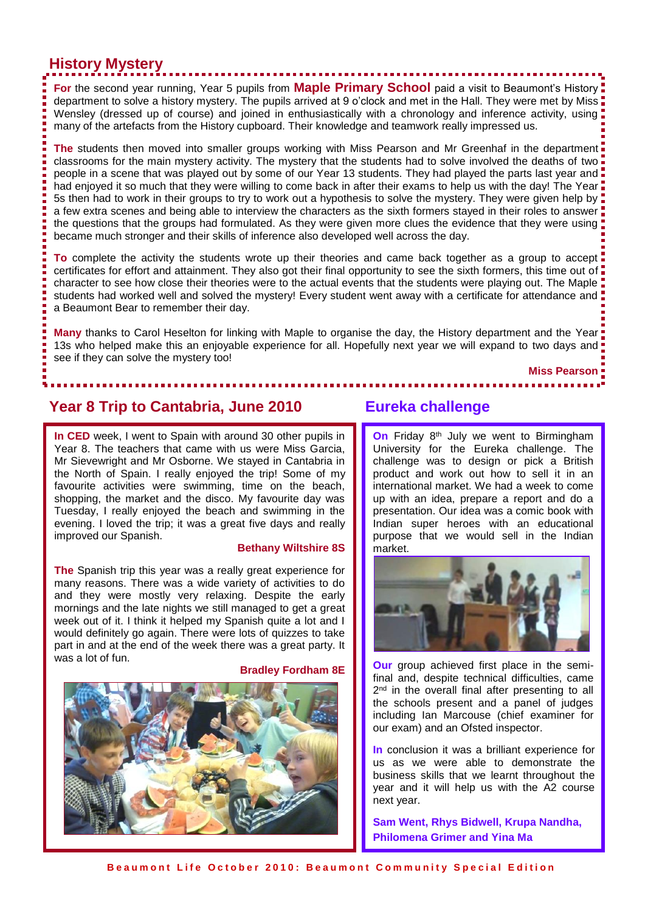## History Mystery

**For** the second year running, Year 5 pupils from **Maple Primary School** paid a visit to Beaumont's History department to solve a history mystery. The pupils arrived at 9 o'clock and met in the Hall. They were met by Miss Wensley (dressed up of course) and joined in enthusiastically with a chronology and inference activity, using many of the artefacts from the History cupboard. Their knowledge and teamwork really impressed us.

**The** students then moved into smaller groups working with Miss Pearson and Mr Greenhaf in the department classrooms for the main mystery activity. The mystery that the students had to solve involved the deaths of two people in a scene that was played out by some of our Year 13 students. They had played the parts last year and had enjoyed it so much that they were willing to come back in after their exams to help us with the day! The Year 5s then had to work in their groups to try to work out a hypothesis to solve the mystery. They were given help by a few extra scenes and being able to interview the characters as the sixth formers stayed in their roles to answer the questions that the groups had formulated. As they were given more clues the evidence that they were using became much stronger and their skills of inference also developed well across the day.

**To** complete the activity the students wrote up their theories and came back together as a group to accept certificates for effort and attainment. They also got their final opportunity to see the sixth formers, this time out of character to see how close their theories were to the actual events that the students were playing out. The Maple students had worked well and solved the mystery! Every student went away with a certificate for attendance and a Beaumont Bear to remember their day.

**Many** thanks to Carol Heselton for linking with Maple to organise the day, the History department and the Year 13s who helped make this an enjoyable experience for all. Hopefully next year we will expand to two days and see if they can solve the mystery too!

**Miss Pearson**

## Year 8 Trip to Cantabria, June 2010

**In CED** week, I went to Spain with around 30 other pupils in Year 8. The teachers that came with us were Miss Garcia, Mr Sievewright and Mr Osborne. We stayed in Cantabria in the North of Spain. I really enjoyed the trip! Some of my favourite activities were swimming, time on the beach, shopping, the market and the disco. My favourite day was Tuesday, I really enjoyed the beach and swimming in the evening. I loved the trip; it was a great five days and really improved our Spanish.

**Bethany Wiltshire 8S**

**The** Spanish trip this year was a really great experience for many reasons. There was a wide variety of activities to do and they were mostly very relaxing. Despite the early mornings and the late nights we still managed to get a great week out of it. I think it helped my Spanish quite a lot and I would definitely go again. There were lots of quizzes to take part in and at the end of the week there was a great party. It was a lot of fun.

**Bradley Fordham 8E**

## Eureka challenge

**On** Friday 8th July we went to Birmingham University for the Eureka challenge. The challenge was to design or pick a British product and work out how to sell it in an international market. We had a week to come up with an idea, prepare a report and do a presentation. Our idea was a comic book with Indian super heroes with an educational purpose that we would sell in the Indian market.

**Our** group achieved first place in the semi-final and, despite technical difficulties, came 2nd in the overall final after presenting to all the schools present and a panel of judges including Ian Marcouse (chief examiner for our exam) and an Ofsted inspector.

**In** conclusion it was a brilliant experience for us as we were able to demonstrate the business skills that we learnt throughout the year and it will help us with the A2 course next year.

**Sam Went, Rhys Bidwell, Krupa Nandha, Philomena Grimer and Yina Ma**